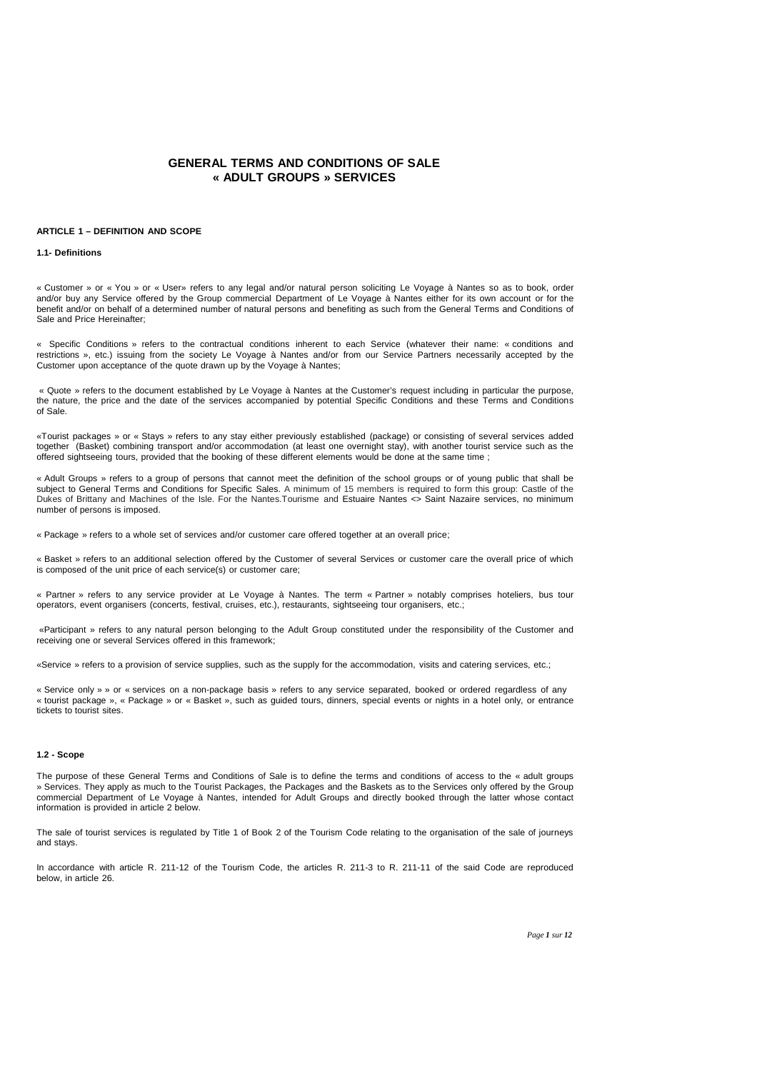# GENERAL TERMS AND CONDITIONS OF SALE
# « ADULT GROUPS » SERVICES

## ARTICLE 1 – DEFINITION AND SCOPE

### 1.1- Definitions

« Customer » or « You » or « User» refers to any legal and/or natural person soliciting Le Voyage à Nantes so as to book, order and/or buy any Service offered by the Group commercial Department of Le Voyage à Nantes either for its own account or for the benefit and/or on behalf of a determined number of natural persons and benefiting as such from the General Terms and Conditions of Sale and Price Hereinafter;

« Specific Conditions » refers to the contractual conditions inherent to each Service (whatever their name: « conditions and restrictions », etc.) issuing from the society Le Voyage à Nantes and/or from our Service Partners necessarily accepted by the Customer upon acceptance of the quote drawn up by the Voyage à Nantes;

« Quote » refers to the document established by Le Voyage à Nantes at the Customer's request including in particular the purpose, the nature, the price and the date of the services accompanied by potential Specific Conditions and these Terms and Conditions of Sale.

«Tourist packages » or « Stays » refers to any stay either previously established (package) or consisting of several services added together (Basket) combining transport and/or accommodation (at least one overnight stay), with another tourist service such as the offered sightseeing tours, provided that the booking of these different elements would be done at the same time ;

« Adult Groups » refers to a group of persons that cannot meet the definition of the school groups or of young public that shall be subject to General Terms and Conditions for Specific Sales. A minimum of 15 members is required to form this group: Castle of the Dukes of Brittany and Machines of the Isle. For the Nantes.Tourisme and Estuaire Nantes <> Saint Nazaire services, no minimum number of persons is imposed.

« Package » refers to a whole set of services and/or customer care offered together at an overall price;

« Basket » refers to an additional selection offered by the Customer of several Services or customer care the overall price of which is composed of the unit price of each service(s) or customer care;

« Partner » refers to any service provider at Le Voyage à Nantes. The term « Partner » notably comprises hoteliers, bus tour operators, event organisers (concerts, festival, cruises, etc.), restaurants, sightseeing tour organisers, etc.;

«Participant » refers to any natural person belonging to the Adult Group constituted under the responsibility of the Customer and receiving one or several Services offered in this framework;

«Service » refers to a provision of service supplies, such as the supply for the accommodation, visits and catering services, etc.;

« Service only » » or « services on a non-package basis » refers to any service separated, booked or ordered regardless of any « tourist package », « Package » or « Basket », such as guided tours, dinners, special events or nights in a hotel only, or entrance tickets to tourist sites.

### 1.2 - Scope

The purpose of these General Terms and Conditions of Sale is to define the terms and conditions of access to the « adult groups » Services. They apply as much to the Tourist Packages, the Packages and the Baskets as to the Services only offered by the Group commercial Department of Le Voyage à Nantes, intended for Adult Groups and directly booked through the latter whose contact information is provided in article 2 below.

The sale of tourist services is regulated by Title 1 of Book 2 of the Tourism Code relating to the organisation of the sale of journeys and stays.

In accordance with article R. 211-12 of the Tourism Code, the articles R. 211-3 to R. 211-11 of the said Code are reproduced below, in article 26.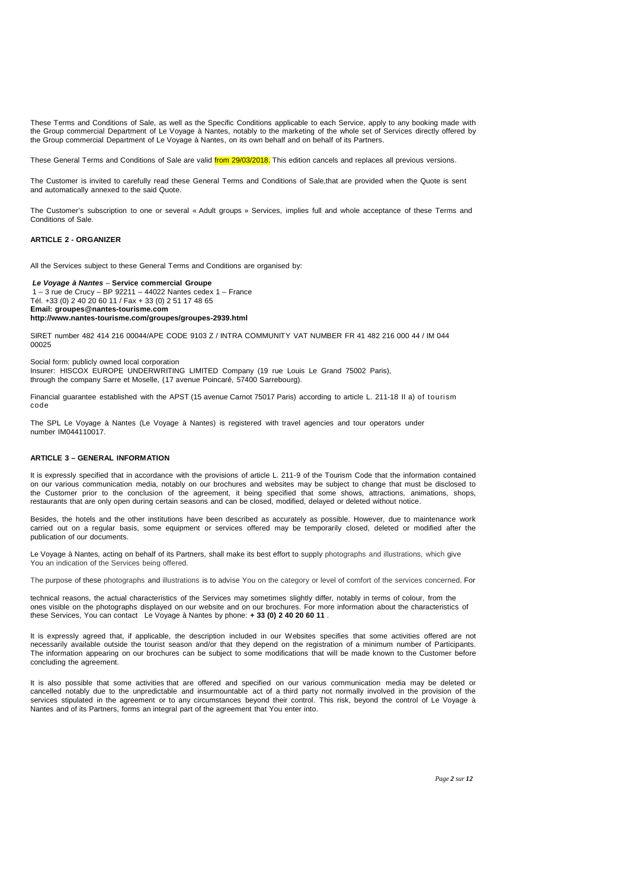These Terms and Conditions of Sale, as well as the Specific Conditions applicable to each Service, apply to any booking made with the Group commercial Department of Le Voyage à Nantes, notably to the marketing of the whole set of Services directly offered by the Group commercial Department of Le Voyage à Nantes, on its own behalf and on behalf of its Partners.

These General Terms and Conditions of Sale are valid from 29/03/2018. This edition cancels and replaces all previous versions.

The Customer is invited to carefully read these General Terms and Conditions of Sale,that are provided when the Quote is sent and automatically annexed to the said Quote.

The Customer's subscription to one or several « Adult groups » Services, implies full and whole acceptance of these Terms and Conditions of Sale.

## ARTICLE 2 - ORGANIZER

All the Services subject to these General Terms and Conditions are organised by:

***Le Voyage à Nantes*** **– Service commercial Groupe**
1 – 3 rue de Crucy – BP 92211 – 44022 Nantes cedex 1 – France
Tél. +33 (0) 2 40 20 60 11 / Fax + 33 (0) 2 51 17 48 65
**Email: groupes@nantes-tourisme.com**
**http://www.nantes-tourisme.com/groupes/groupes-2939.html**

SIRET number 482 414 216 00044/APE CODE 9103 Z / INTRA COMMUNITY VAT NUMBER FR 41 482 216 000 44 / IM 044 00025

Social form: publicly owned local corporation
Insurer: HISCOX EUROPE UNDERWRITING LIMITED Company (19 rue Louis Le Grand 75002 Paris), through the company Sarre et Moselle, (17 avenue Poincaré, 57400 Sarrebourg).

Financial guarantee established with the APST (15 avenue Carnot 75017 Paris) according to article L. 211-18 II a) of tourism code

The SPL Le Voyage à Nantes (Le Voyage à Nantes) is registered with travel agencies and tour operators under number IM044110017.

## ARTICLE 3 – GENERAL INFORMATION

It is expressly specified that in accordance with the provisions of article L. 211-9 of the Tourism Code that the information contained on our various communication media, notably on our brochures and websites may be subject to change that must be disclosed to the Customer prior to the conclusion of the agreement, it being specified that some shows, attractions, animations, shops, restaurants that are only open during certain seasons and can be closed, modified, delayed or deleted without notice.

Besides, the hotels and the other institutions have been described as accurately as possible. However, due to maintenance work carried out on a regular basis, some equipment or services offered may be temporarily closed, deleted or modified after the publication of our documents.

Le Voyage à Nantes, acting on behalf of its Partners, shall make its best effort to supply photographs and illustrations, which give You an indication of the Services being offered.

The purpose of these photographs and illustrations is to advise You on the category or level of comfort of the services concerned. For technical reasons, the actual characteristics of the Services may sometimes slightly differ, notably in terms of colour, from the ones visible on the photographs displayed on our website and on our brochures. For more information about the characteristics of these Services, You can contact Le Voyage à Nantes by phone: **+ 33 (0) 2 40 20 60 11** .

It is expressly agreed that, if applicable, the description included in our Websites specifies that some activities offered are not necessarily available outside the tourist season and/or that they depend on the registration of a minimum number of Participants. The information appearing on our brochures can be subject to some modifications that will be made known to the Customer before concluding the agreement.

It is also possible that some activities that are offered and specified on our various communication media may be deleted or cancelled notably due to the unpredictable and insurmountable act of a third party not normally involved in the provision of the services stipulated in the agreement or to any circumstances beyond their control. This risk, beyond the control of Le Voyage à Nantes and of its Partners, forms an integral part of the agreement that You enter into.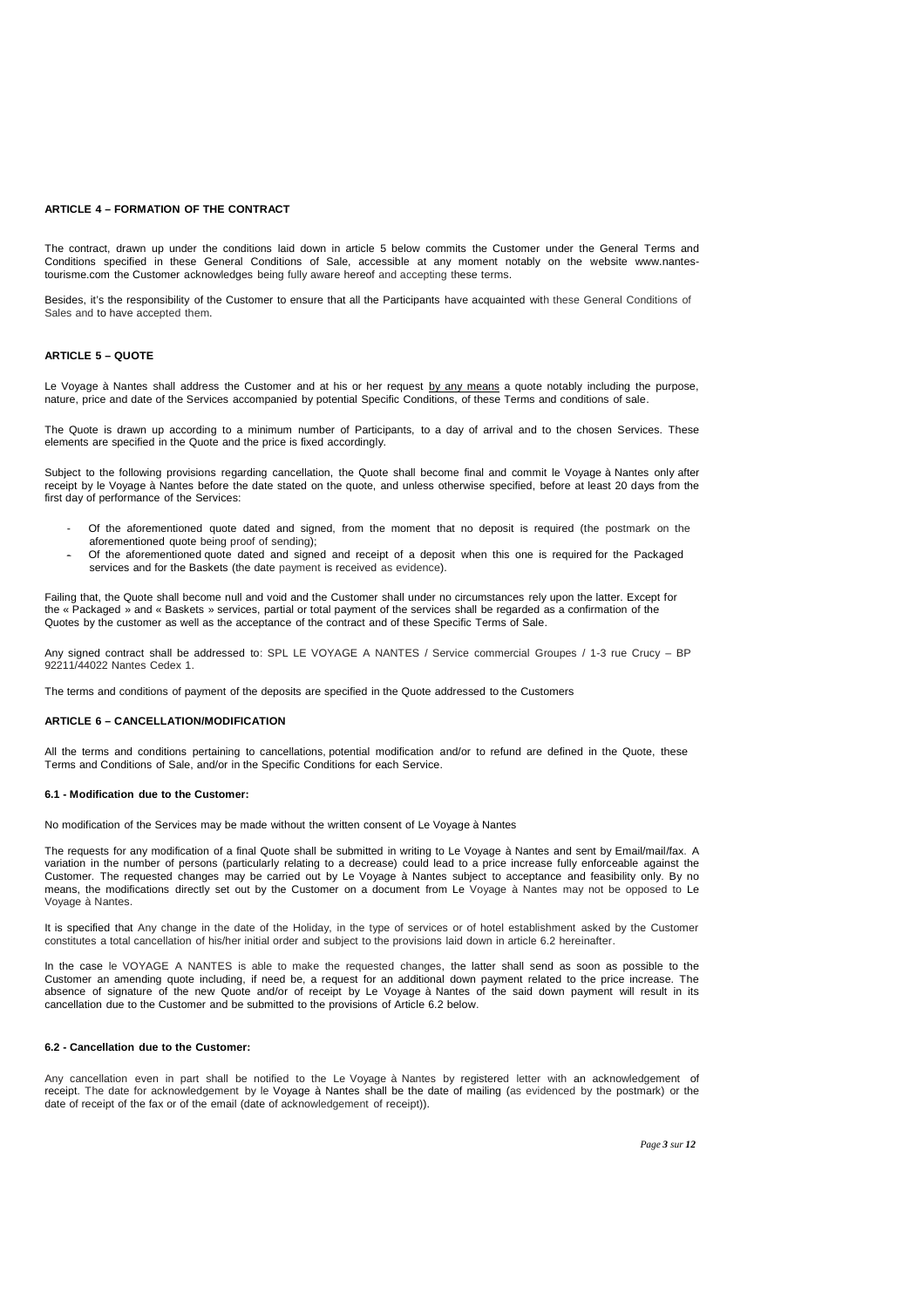## ARTICLE 4 – FORMATION OF THE CONTRACT

The contract, drawn up under the conditions laid down in article 5 below commits the Customer under the General Terms and Conditions specified in these General Conditions of Sale, accessible at any moment notably on the website www.nantes-tourisme.com the Customer acknowledges being fully aware hereof and accepting these terms.

Besides, it's the responsibility of the Customer to ensure that all the Participants have acquainted with these General Conditions of Sales and to have accepted them.

## ARTICLE 5 – QUOTE

Le Voyage à Nantes shall address the Customer and at his or her request by any means a quote notably including the purpose, nature, price and date of the Services accompanied by potential Specific Conditions, of these Terms and conditions of sale.

The Quote is drawn up according to a minimum number of Participants, to a day of arrival and to the chosen Services. These elements are specified in the Quote and the price is fixed accordingly.

Subject to the following provisions regarding cancellation, the Quote shall become final and commit le Voyage à Nantes only after receipt by le Voyage à Nantes before the date stated on the quote, and unless otherwise specified, before at least 20 days from the first day of performance of the Services:

- Of the aforementioned quote dated and signed, from the moment that no deposit is required (the postmark on the aforementioned quote being proof of sending);
- Of the aforementioned quote dated and signed and receipt of a deposit when this one is required for the Packaged services and for the Baskets (the date payment is received as evidence).

Failing that, the Quote shall become null and void and the Customer shall under no circumstances rely upon the latter. Except for the « Packaged » and « Baskets » services, partial or total payment of the services shall be regarded as a confirmation of the Quotes by the customer as well as the acceptance of the contract and of these Specific Terms of Sale.

Any signed contract shall be addressed to: SPL LE VOYAGE A NANTES / Service commercial Groupes / 1-3 rue Crucy – BP 92211/44022 Nantes Cedex 1.

The terms and conditions of payment of the deposits are specified in the Quote addressed to the Customers

## ARTICLE 6 – CANCELLATION/MODIFICATION

All the terms and conditions pertaining to cancellations, potential modification and/or to refund are defined in the Quote, these Terms and Conditions of Sale, and/or in the Specific Conditions for each Service.

### 6.1 - Modification due to the Customer:

No modification of the Services may be made without the written consent of Le Voyage à Nantes

The requests for any modification of a final Quote shall be submitted in writing to Le Voyage à Nantes and sent by Email/mail/fax. A variation in the number of persons (particularly relating to a decrease) could lead to a price increase fully enforceable against the Customer. The requested changes may be carried out by Le Voyage à Nantes subject to acceptance and feasibility only. By no means, the modifications directly set out by the Customer on a document from Le Voyage à Nantes may not be opposed to Le Voyage à Nantes.

It is specified that Any change in the date of the Holiday, in the type of services or of hotel establishment asked by the Customer constitutes a total cancellation of his/her initial order and subject to the provisions laid down in article 6.2 hereinafter.

In the case le VOYAGE A NANTES is able to make the requested changes, the latter shall send as soon as possible to the Customer an amending quote including, if need be, a request for an additional down payment related to the price increase. The absence of signature of the new Quote and/or of receipt by Le Voyage à Nantes of the said down payment will result in its cancellation due to the Customer and be submitted to the provisions of Article 6.2 below.

### 6.2 - Cancellation due to the Customer:

Any cancellation even in part shall be notified to the Le Voyage à Nantes by registered letter with an acknowledgement of receipt. The date for acknowledgement by le Voyage à Nantes shall be the date of mailing (as evidenced by the postmark) or the date of receipt of the fax or of the email (date of acknowledgement of receipt)).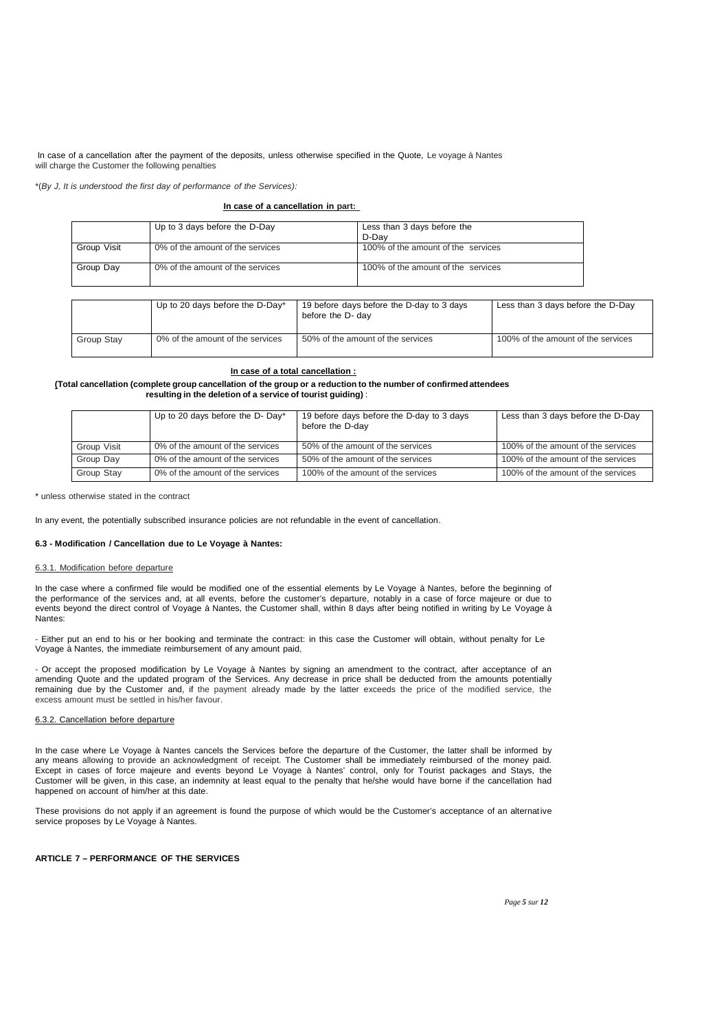In case of a cancellation after the payment of the deposits, unless otherwise specified in the Quote, Le voyage à Nantes will charge the Customer the following penalties

*(*By J, It is understood the first day of performance of the Services):*

**In case of a cancellation in part:**

| | Up to 3 days before the D-Day | Less than 3 days before the D-Day |
|---|---|---|
| Group Visit | 0% of the amount of the services | 100% of the amount of the services |
| Group Day | 0% of the amount of the services | 100% of the amount of the services |

| | Up to 20 days before the D-Day* | 19 before days before the D-day to 3 days before the D- day | Less than 3 days before the D-Day |
|---|---|---|---|
| Group Stay | 0% of the amount of the services | 50% of the amount of the services | 100% of the amount of the services |

**In case of a total cancellation :**

**(Total cancellation (complete group cancellation of the group or a reduction to the number of confirmed attendees resulting in the deletion of a service of tourist guiding)** :

| | Up to 20 days before the D- Day* | 19 before days before the D-day to 3 days before the D-day | Less than 3 days before the D-Day |
|---|---|---|---|
| Group Visit | 0% of the amount of the services | 50% of the amount of the services | 100% of the amount of the services |
| Group Day | 0% of the amount of the services | 50% of the amount of the services | 100% of the amount of the services |
| Group Stay | 0% of the amount of the services | 100% of the amount of the services | 100% of the amount of the services |

* unless otherwise stated in the contract

In any event, the potentially subscribed insurance policies are not refundable in the event of cancellation.

#### 6.3 - Modification / Cancellation due to Le Voyage à Nantes:

6.3.1. Modification before departure

In the case where a confirmed file would be modified one of the essential elements by Le Voyage à Nantes, before the beginning of the performance of the services and, at all events, before the customer's departure, notably in a case of force majeure or due to events beyond the direct control of Voyage à Nantes, the Customer shall, within 8 days after being notified in writing by Le Voyage à Nantes:

- Either put an end to his or her booking and terminate the contract: in this case the Customer will obtain, without penalty for Le Voyage à Nantes, the immediate reimbursement of any amount paid,

- Or accept the proposed modification by Le Voyage à Nantes by signing an amendment to the contract, after acceptance of an amending Quote and the updated program of the Services. Any decrease in price shall be deducted from the amounts potentially remaining due by the Customer and, if the payment already made by the latter exceeds the price of the modified service, the excess amount must be settled in his/her favour.

6.3.2. Cancellation before departure

In the case where Le Voyage à Nantes cancels the Services before the departure of the Customer, the latter shall be informed by any means allowing to provide an acknowledgment of receipt. The Customer shall be immediately reimbursed of the money paid. Except in cases of force majeure and events beyond Le Voyage à Nantes' control, only for Tourist packages and Stays, the Customer will be given, in this case, an indemnity at least equal to the penalty that he/she would have borne if the cancellation had happened on account of him/her at this date.

These provisions do not apply if an agreement is found the purpose of which would be the Customer's acceptance of an alternative service proposes by Le Voyage à Nantes.

## ARTICLE 7 – PERFORMANCE OF THE SERVICES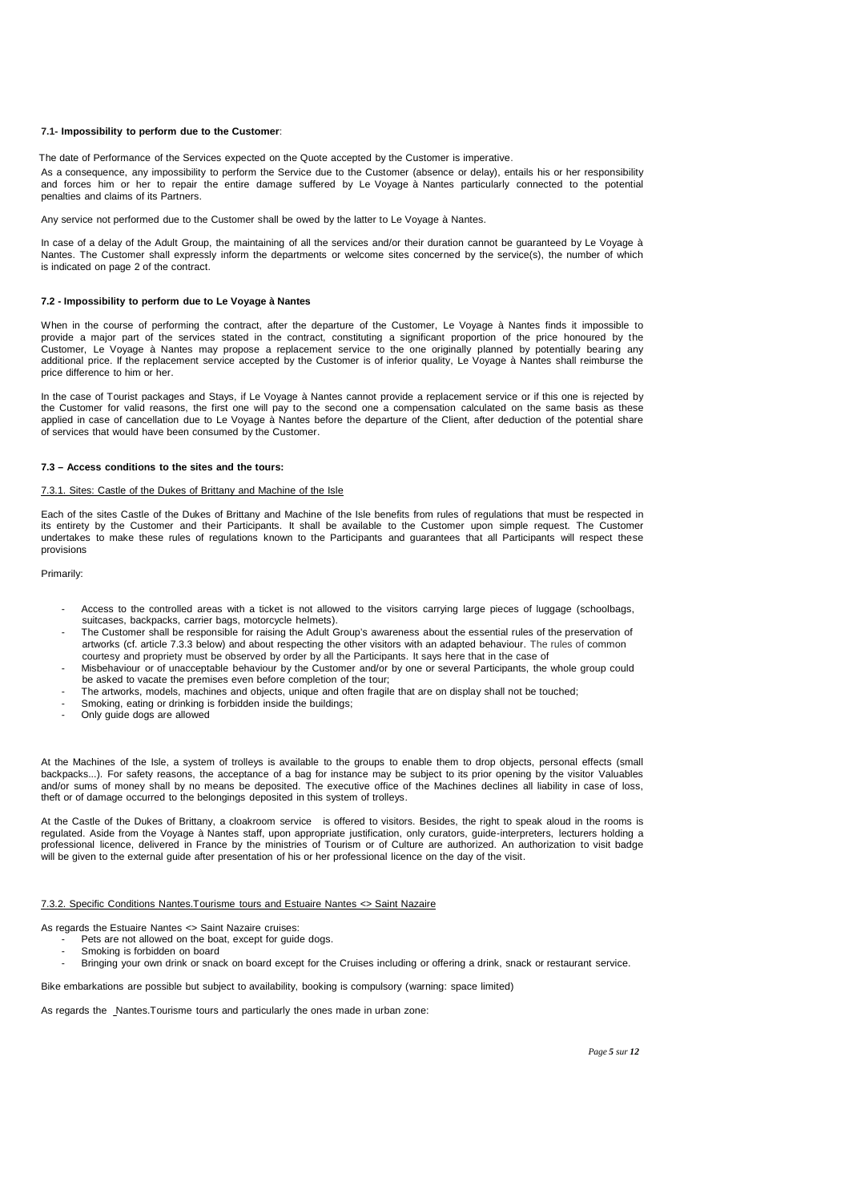**7.1- Impossibility to perform due to the Customer**:

The date of Performance of the Services expected on the Quote accepted by the Customer is imperative.

As a consequence, any impossibility to perform the Service due to the Customer (absence or delay), entails his or her responsibility and forces him or her to repair the entire damage suffered by Le Voyage à Nantes particularly connected to the potential penalties and claims of its Partners.

Any service not performed due to the Customer shall be owed by the latter to Le Voyage à Nantes.

In case of a delay of the Adult Group, the maintaining of all the services and/or their duration cannot be guaranteed by Le Voyage à Nantes. The Customer shall expressly inform the departments or welcome sites concerned by the service(s), the number of which is indicated on page 2 of the contract.

**7.2 - Impossibility to perform due to Le Voyage à Nantes**

When in the course of performing the contract, after the departure of the Customer, Le Voyage à Nantes finds it impossible to provide a major part of the services stated in the contract, constituting a significant proportion of the price honoured by the Customer, Le Voyage à Nantes may propose a replacement service to the one originally planned by potentially bearing any additional price. If the replacement service accepted by the Customer is of inferior quality, Le Voyage à Nantes shall reimburse the price difference to him or her.

In the case of Tourist packages and Stays, if Le Voyage à Nantes cannot provide a replacement service or if this one is rejected by the Customer for valid reasons, the first one will pay to the second one a compensation calculated on the same basis as these applied in case of cancellation due to Le Voyage à Nantes before the departure of the Client, after deduction of the potential share of services that would have been consumed by the Customer.

**7.3 – Access conditions to the sites and the tours:**

7.3.1. Sites: Castle of the Dukes of Brittany and Machine of the Isle

Each of the sites Castle of the Dukes of Brittany and Machine of the Isle benefits from rules of regulations that must be respected in its entirety by the Customer and their Participants. It shall be available to the Customer upon simple request. The Customer undertakes to make these rules of regulations known to the Participants and guarantees that all Participants will respect these provisions

Primarily:

- Access to the controlled areas with a ticket is not allowed to the visitors carrying large pieces of luggage (schoolbags, suitcases, backpacks, carrier bags, motorcycle helmets).
- The Customer shall be responsible for raising the Adult Group's awareness about the essential rules of the preservation of artworks (cf. article 7.3.3 below) and about respecting the other visitors with an adapted behaviour. The rules of common courtesy and propriety must be observed by order by all the Participants. It says here that in the case of
- Misbehaviour or of unacceptable behaviour by the Customer and/or by one or several Participants, the whole group could be asked to vacate the premises even before completion of the tour;
- The artworks, models, machines and objects, unique and often fragile that are on display shall not be touched;
- Smoking, eating or drinking is forbidden inside the buildings;
- Only guide dogs are allowed

At the Machines of the Isle, a system of trolleys is available to the groups to enable them to drop objects, personal effects (small backpacks...). For safety reasons, the acceptance of a bag for instance may be subject to its prior opening by the visitor Valuables and/or sums of money shall by no means be deposited. The executive office of the Machines declines all liability in case of loss, theft or of damage occurred to the belongings deposited in this system of trolleys.

At the Castle of the Dukes of Brittany, a cloakroom service is offered to visitors. Besides, the right to speak aloud in the rooms is regulated. Aside from the Voyage à Nantes staff, upon appropriate justification, only curators, guide-interpreters, lecturers holding a professional licence, delivered in France by the ministries of Tourism or of Culture are authorized. An authorization to visit badge will be given to the external guide after presentation of his or her professional licence on the day of the visit.

7.3.2. Specific Conditions Nantes.Tourisme tours and Estuaire Nantes <> Saint Nazaire

As regards the Estuaire Nantes <> Saint Nazaire cruises:

- Pets are not allowed on the boat, except for guide dogs.
- Smoking is forbidden on board
- Bringing your own drink or snack on board except for the Cruises including or offering a drink, snack or restaurant service.

Bike embarkations are possible but subject to availability, booking is compulsory (warning: space limited)

As regards the Nantes.Tourisme tours and particularly the ones made in urban zone: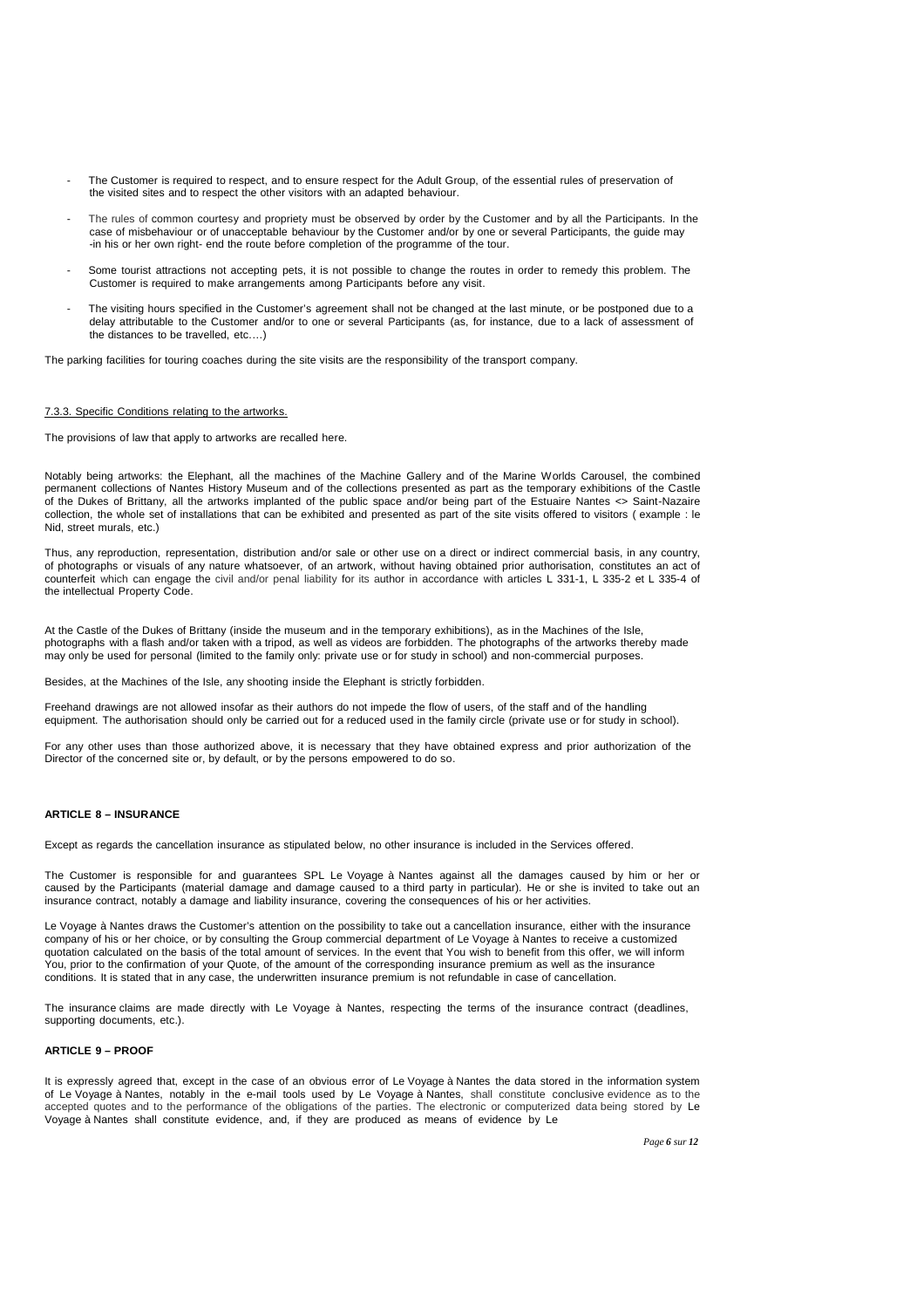- The Customer is required to respect, and to ensure respect for the Adult Group, of the essential rules of preservation of the visited sites and to respect the other visitors with an adapted behaviour.
- The rules of common courtesy and propriety must be observed by order by the Customer and by all the Participants. In the case of misbehaviour or of unacceptable behaviour by the Customer and/or by one or several Participants, the guide may -in his or her own right- end the route before completion of the programme of the tour.
- Some tourist attractions not accepting pets, it is not possible to change the routes in order to remedy this problem. The Customer is required to make arrangements among Participants before any visit.
- The visiting hours specified in the Customer's agreement shall not be changed at the last minute, or be postponed due to a delay attributable to the Customer and/or to one or several Participants (as, for instance, due to a lack of assessment of the distances to be travelled, etc….)

The parking facilities for touring coaches during the site visits are the responsibility of the transport company.

7.3.3. Specific Conditions relating to the artworks.

The provisions of law that apply to artworks are recalled here.

Notably being artworks: the Elephant, all the machines of the Machine Gallery and of the Marine Worlds Carousel, the combined permanent collections of Nantes History Museum and of the collections presented as part as the temporary exhibitions of the Castle of the Dukes of Brittany, all the artworks implanted of the public space and/or being part of the Estuaire Nantes <> Saint-Nazaire collection, the whole set of installations that can be exhibited and presented as part of the site visits offered to visitors ( example : le Nid, street murals, etc.)

Thus, any reproduction, representation, distribution and/or sale or other use on a direct or indirect commercial basis, in any country, of photographs or visuals of any nature whatsoever, of an artwork, without having obtained prior authorisation, constitutes an act of counterfeit which can engage the civil and/or penal liability for its author in accordance with articles L 331-1, L 335-2 et L 335-4 of the intellectual Property Code.

At the Castle of the Dukes of Brittany (inside the museum and in the temporary exhibitions), as in the Machines of the Isle, photographs with a flash and/or taken with a tripod, as well as videos are forbidden. The photographs of the artworks thereby made may only be used for personal (limited to the family only: private use or for study in school) and non-commercial purposes.

Besides, at the Machines of the Isle, any shooting inside the Elephant is strictly forbidden.

Freehand drawings are not allowed insofar as their authors do not impede the flow of users, of the staff and of the handling equipment. The authorisation should only be carried out for a reduced used in the family circle (private use or for study in school).

For any other uses than those authorized above, it is necessary that they have obtained express and prior authorization of the Director of the concerned site or, by default, or by the persons empowered to do so.

**ARTICLE 8 – INSURANCE**

Except as regards the cancellation insurance as stipulated below, no other insurance is included in the Services offered.

The Customer is responsible for and guarantees SPL Le Voyage à Nantes against all the damages caused by him or her or caused by the Participants (material damage and damage caused to a third party in particular). He or she is invited to take out an insurance contract, notably a damage and liability insurance, covering the consequences of his or her activities.

Le Voyage à Nantes draws the Customer's attention on the possibility to take out a cancellation insurance, either with the insurance company of his or her choice, or by consulting the Group commercial department of Le Voyage à Nantes to receive a customized quotation calculated on the basis of the total amount of services. In the event that You wish to benefit from this offer, we will inform You, prior to the confirmation of your Quote, of the amount of the corresponding insurance premium as well as the insurance conditions. It is stated that in any case, the underwritten insurance premium is not refundable in case of cancellation.

The insurance claims are made directly with Le Voyage à Nantes, respecting the terms of the insurance contract (deadlines, supporting documents, etc.).

**ARTICLE 9 – PROOF**

It is expressly agreed that, except in the case of an obvious error of Le Voyage à Nantes the data stored in the information system of Le Voyage à Nantes, notably in the e-mail tools used by Le Voyage à Nantes, shall constitute conclusive evidence as to the accepted quotes and to the performance of the obligations of the parties. The electronic or computerized data being stored by Le Voyage à Nantes shall constitute evidence, and, if they are produced as means of evidence by Le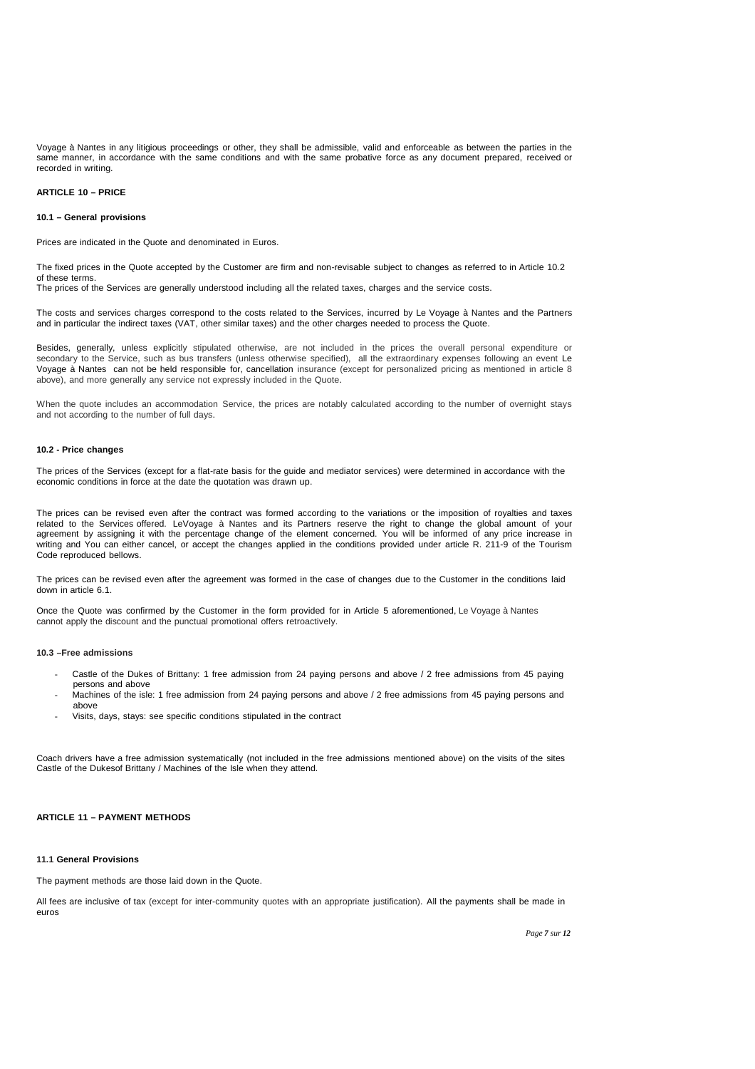Voyage à Nantes in any litigious proceedings or other, they shall be admissible, valid and enforceable as between the parties in the same manner, in accordance with the same conditions and with the same probative force as any document prepared, received or recorded in writing.

## ARTICLE 10 – PRICE

### 10.1 – General provisions

Prices are indicated in the Quote and denominated in Euros.

The fixed prices in the Quote accepted by the Customer are firm and non-revisable subject to changes as referred to in Article 10.2 of these terms.
The prices of the Services are generally understood including all the related taxes, charges and the service costs.

The costs and services charges correspond to the costs related to the Services, incurred by Le Voyage à Nantes and the Partners and in particular the indirect taxes (VAT, other similar taxes) and the other charges needed to process the Quote.

Besides, generally, unless explicitly stipulated otherwise, are not included in the prices the overall personal expenditure or secondary to the Service, such as bus transfers (unless otherwise specified), all the extraordinary expenses following an event Le Voyage à Nantes can not be held responsible for, cancellation insurance (except for personalized pricing as mentioned in article 8 above), and more generally any service not expressly included in the Quote.

When the quote includes an accommodation Service, the prices are notably calculated according to the number of overnight stays and not according to the number of full days.

### 10.2 - Price changes

The prices of the Services (except for a flat-rate basis for the guide and mediator services) were determined in accordance with the economic conditions in force at the date the quotation was drawn up.

The prices can be revised even after the contract was formed according to the variations or the imposition of royalties and taxes related to the Services offered. LeVoyage à Nantes and its Partners reserve the right to change the global amount of your agreement by assigning it with the percentage change of the element concerned. You will be informed of any price increase in writing and You can either cancel, or accept the changes applied in the conditions provided under article R. 211-9 of the Tourism Code reproduced bellows.

The prices can be revised even after the agreement was formed in the case of changes due to the Customer in the conditions laid down in article 6.1.

Once the Quote was confirmed by the Customer in the form provided for in Article 5 aforementioned, Le Voyage à Nantes cannot apply the discount and the punctual promotional offers retroactively.

### 10.3 –Free admissions

- Castle of the Dukes of Brittany: 1 free admission from 24 paying persons and above / 2 free admissions from 45 paying persons and above
- Machines of the isle: 1 free admission from 24 paying persons and above / 2 free admissions from 45 paying persons and above
- Visits, days, stays: see specific conditions stipulated in the contract

Coach drivers have a free admission systematically (not included in the free admissions mentioned above) on the visits of the sites Castle of the Dukesof Brittany / Machines of the Isle when they attend.

## ARTICLE 11 – PAYMENT METHODS

### 11.1 General Provisions

The payment methods are those laid down in the Quote.

All fees are inclusive of tax (except for inter-community quotes with an appropriate justification). All the payments shall be made in euros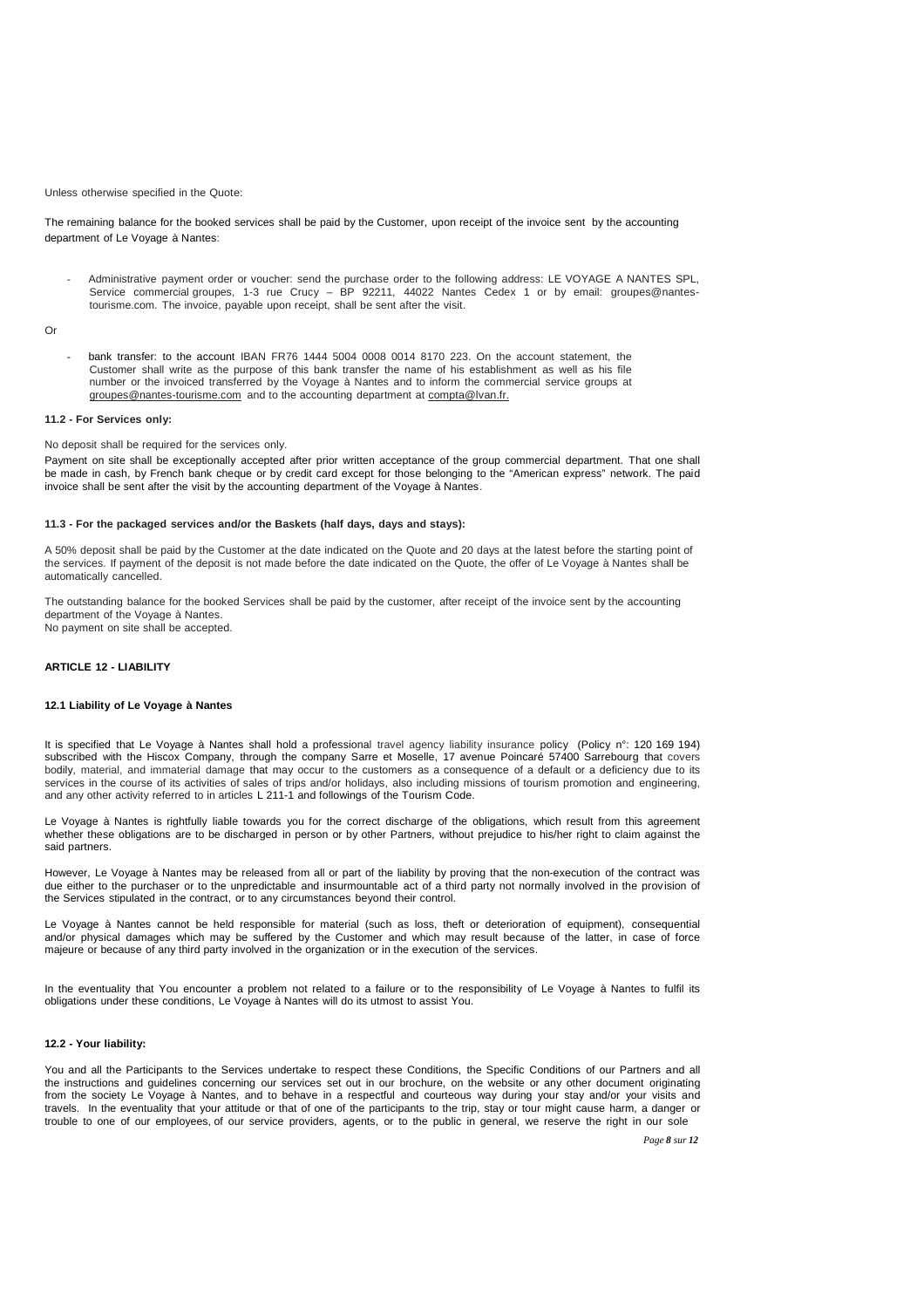Unless otherwise specified in the Quote:

The remaining balance for the booked services shall be paid by the Customer, upon receipt of the invoice sent by the accounting department of Le Voyage à Nantes:

- Administrative payment order or voucher: send the purchase order to the following address: LE VOYAGE A NANTES SPL, Service commercial groupes, 1-3 rue Crucy – BP 92211, 44022 Nantes Cedex 1 or by email: groupes@nantes-tourisme.com. The invoice, payable upon receipt, shall be sent after the visit.

Or

- bank transfer: to the account IBAN FR76 1444 5004 0008 0014 8170 223. On the account statement, the Customer shall write as the purpose of this bank transfer the name of his establishment as well as his file number or the invoiced transferred by the Voyage à Nantes and to inform the commercial service groups at groupes@nantes-tourisme.com and to the accounting department at compta@lvan.fr.

#### 11.2 - For Services only:

No deposit shall be required for the services only.

Payment on site shall be exceptionally accepted after prior written acceptance of the group commercial department. That one shall be made in cash, by French bank cheque or by credit card except for those belonging to the "American express" network. The paid invoice shall be sent after the visit by the accounting department of the Voyage à Nantes.

#### 11.3 - For the packaged services and/or the Baskets (half days, days and stays):

A 50% deposit shall be paid by the Customer at the date indicated on the Quote and 20 days at the latest before the starting point of the services. If payment of the deposit is not made before the date indicated on the Quote, the offer of Le Voyage à Nantes shall be automatically cancelled.

The outstanding balance for the booked Services shall be paid by the customer, after receipt of the invoice sent by the accounting department of the Voyage à Nantes.
No payment on site shall be accepted.

## ARTICLE 12 - LIABILITY

#### 12.1 Liability of Le Voyage à Nantes

It is specified that Le Voyage à Nantes shall hold a professional travel agency liability insurance policy (Policy n°: 120 169 194) subscribed with the Hiscox Company, through the company Sarre et Moselle, 17 avenue Poincaré 57400 Sarrebourg that covers bodily, material, and immaterial damage that may occur to the customers as a consequence of a default or a deficiency due to its services in the course of its activities of sales of trips and/or holidays, also including missions of tourism promotion and engineering, and any other activity referred to in articles L 211-1 and followings of the Tourism Code.

Le Voyage à Nantes is rightfully liable towards you for the correct discharge of the obligations, which result from this agreement whether these obligations are to be discharged in person or by other Partners, without prejudice to his/her right to claim against the said partners.

However, Le Voyage à Nantes may be released from all or part of the liability by proving that the non-execution of the contract was due either to the purchaser or to the unpredictable and insurmountable act of a third party not normally involved in the provision of the Services stipulated in the contract, or to any circumstances beyond their control.

Le Voyage à Nantes cannot be held responsible for material (such as loss, theft or deterioration of equipment), consequential and/or physical damages which may be suffered by the Customer and which may result because of the latter, in case of force majeure or because of any third party involved in the organization or in the execution of the services.

In the eventuality that You encounter a problem not related to a failure or to the responsibility of Le Voyage à Nantes to fulfil its obligations under these conditions, Le Voyage à Nantes will do its utmost to assist You.

#### 12.2 - Your liability:

You and all the Participants to the Services undertake to respect these Conditions, the Specific Conditions of our Partners and all the instructions and guidelines concerning our services set out in our brochure, on the website or any other document originating from the society Le Voyage à Nantes, and to behave in a respectful and courteous way during your stay and/or your visits and travels. In the eventuality that your attitude or that of one of the participants to the trip, stay or tour might cause harm, a danger or trouble to one of our employees, of our service providers, agents, or to the public in general, we reserve the right in our sole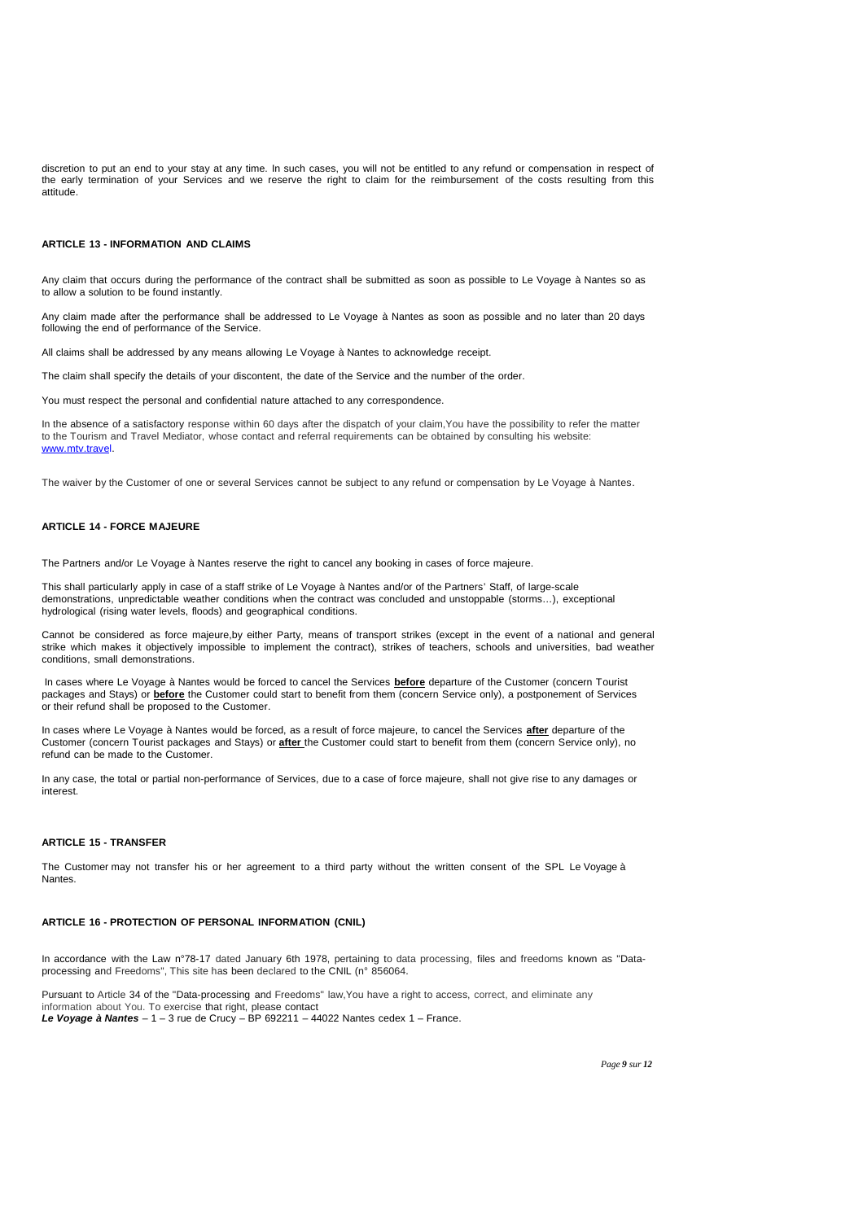discretion to put an end to your stay at any time. In such cases, you will not be entitled to any refund or compensation in respect of the early termination of your Services and we reserve the right to claim for the reimbursement of the costs resulting from this attitude.

### ARTICLE 13 - INFORMATION AND CLAIMS

Any claim that occurs during the performance of the contract shall be submitted as soon as possible to Le Voyage à Nantes so as to allow a solution to be found instantly.

Any claim made after the performance shall be addressed to Le Voyage à Nantes as soon as possible and no later than 20 days following the end of performance of the Service.

All claims shall be addressed by any means allowing Le Voyage à Nantes to acknowledge receipt.

The claim shall specify the details of your discontent, the date of the Service and the number of the order.

You must respect the personal and confidential nature attached to any correspondence.

In the absence of a satisfactory response within 60 days after the dispatch of your claim,You have the possibility to refer the matter to the Tourism and Travel Mediator, whose contact and referral requirements can be obtained by consulting his website: [www.mtv.travel](www.mtv.travel).

The waiver by the Customer of one or several Services cannot be subject to any refund or compensation by Le Voyage à Nantes.

### ARTICLE 14 - FORCE MAJEURE

The Partners and/or Le Voyage à Nantes reserve the right to cancel any booking in cases of force majeure.

This shall particularly apply in case of a staff strike of Le Voyage à Nantes and/or of the Partners' Staff, of large-scale demonstrations, unpredictable weather conditions when the contract was concluded and unstoppable (storms…), exceptional hydrological (rising water levels, floods) and geographical conditions.

Cannot be considered as force majeure,by either Party, means of transport strikes (except in the event of a national and general strike which makes it objectively impossible to implement the contract), strikes of teachers, schools and universities, bad weather conditions, small demonstrations.

In cases where Le Voyage à Nantes would be forced to cancel the Services **before** departure of the Customer (concern Tourist packages and Stays) or **before** the Customer could start to benefit from them (concern Service only), a postponement of Services or their refund shall be proposed to the Customer.

In cases where Le Voyage à Nantes would be forced, as a result of force majeure, to cancel the Services **after** departure of the Customer (concern Tourist packages and Stays) or **after** the Customer could start to benefit from them (concern Service only), no refund can be made to the Customer.

In any case, the total or partial non-performance of Services, due to a case of force majeure, shall not give rise to any damages or interest.

### ARTICLE 15 - TRANSFER

The Customer may not transfer his or her agreement to a third party without the written consent of the SPL Le Voyage à Nantes.

### ARTICLE 16 - PROTECTION OF PERSONAL INFORMATION (CNIL)

In accordance with the Law n°78-17 dated January 6th 1978, pertaining to data processing, files and freedoms known as "Data-processing and Freedoms", This site has been declared to the CNIL (n° 856064.

Pursuant to Article 34 of the "Data-processing and Freedoms" law,You have a right to access, correct, and eliminate any information about You. To exercise that right, please contact
***Le Voyage à Nantes*** – 1 – 3 rue de Crucy – BP 692211 – 44022 Nantes cedex 1 – France.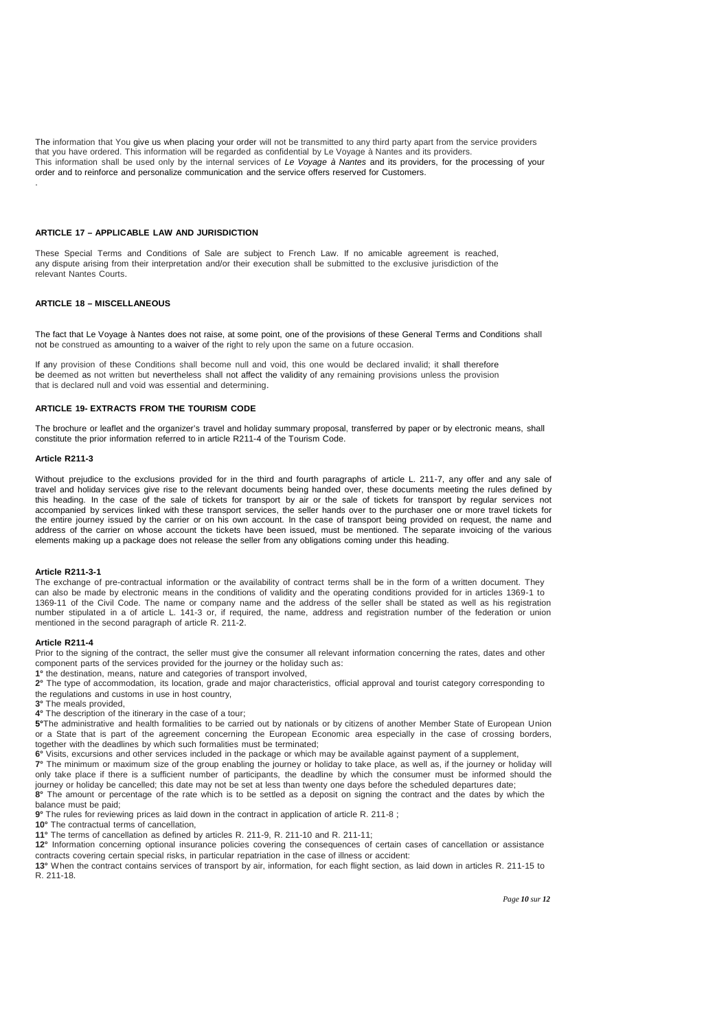The information that You give us when placing your order will not be transmitted to any third party apart from the service providers that you have ordered. This information will be regarded as confidential by Le Voyage à Nantes and its providers.
This information shall be used only by the internal services of *Le Voyage à Nantes* and its providers, for the processing of your order and to reinforce and personalize communication and the service offers reserved for Customers.

.

### ARTICLE 17 – APPLICABLE LAW AND JURISDICTION

These Special Terms and Conditions of Sale are subject to French Law. If no amicable agreement is reached, any dispute arising from their interpretation and/or their execution shall be submitted to the exclusive jurisdiction of the relevant Nantes Courts.

### ARTICLE 18 – MISCELLANEOUS

The fact that Le Voyage à Nantes does not raise, at some point, one of the provisions of these General Terms and Conditions shall not be construed as amounting to a waiver of the right to rely upon the same on a future occasion.

If any provision of these Conditions shall become null and void, this one would be declared invalid; it shall therefore be deemed as not written but nevertheless shall not affect the validity of any remaining provisions unless the provision that is declared null and void was essential and determining.

### ARTICLE 19- EXTRACTS FROM THE TOURISM CODE

The brochure or leaflet and the organizer's travel and holiday summary proposal, transferred by paper or by electronic means, shall constitute the prior information referred to in article R211-4 of the Tourism Code.

#### Article R211-3

Without prejudice to the exclusions provided for in the third and fourth paragraphs of article L. 211-7, any offer and any sale of travel and holiday services give rise to the relevant documents being handed over, these documents meeting the rules defined by this heading. In the case of the sale of tickets for transport by air or the sale of tickets for transport by regular services not accompanied by services linked with these transport services, the seller hands over to the purchaser one or more travel tickets for the entire journey issued by the carrier or on his own account. In the case of transport being provided on request, the name and address of the carrier on whose account the tickets have been issued, must be mentioned. The separate invoicing of the various elements making up a package does not release the seller from any obligations coming under this heading.

#### Article R211-3-1

The exchange of pre-contractual information or the availability of contract terms shall be in the form of a written document. They can also be made by electronic means in the conditions of validity and the operating conditions provided for in articles 1369-1 to 1369-11 of the Civil Code. The name or company name and the address of the seller shall be stated as well as his registration number stipulated in a of article L. 141-3 or, if required, the name, address and registration number of the federation or union mentioned in the second paragraph of article R. 211-2.

#### Article R211-4

Prior to the signing of the contract, the seller must give the consumer all relevant information concerning the rates, dates and other component parts of the services provided for the journey or the holiday such as:

**1°** the destination, means, nature and categories of transport involved,

**2°** The type of accommodation, its location, grade and major characteristics, official approval and tourist category corresponding to the regulations and customs in use in host country,

**3°** The meals provided,

**4°** The description of the itinerary in the case of a tour;

**5°**The administrative and health formalities to be carried out by nationals or by citizens of another Member State of European Union or a State that is part of the agreement concerning the European Economic area especially in the case of crossing borders, together with the deadlines by which such formalities must be terminated;

**6°** Visits, excursions and other services included in the package or which may be available against payment of a supplement,

**7°** The minimum or maximum size of the group enabling the journey or holiday to take place, as well as, if the journey or holiday will only take place if there is a sufficient number of participants, the deadline by which the consumer must be informed should the journey or holiday be cancelled; this date may not be set at less than twenty one days before the scheduled departures date;

**8°** The amount or percentage of the rate which is to be settled as a deposit on signing the contract and the dates by which the balance must be paid;

**9°** The rules for reviewing prices as laid down in the contract in application of article R. 211-8 ;

**10°** The contractual terms of cancellation,

**11°** The terms of cancellation as defined by articles R. 211-9, R. 211-10 and R. 211-11;

**12°** Information concerning optional insurance policies covering the consequences of certain cases of cancellation or assistance contracts covering certain special risks, in particular repatriation in the case of illness or accident:

**13°** When the contract contains services of transport by air, information, for each flight section, as laid down in articles R. 211-15 to R. 211-18.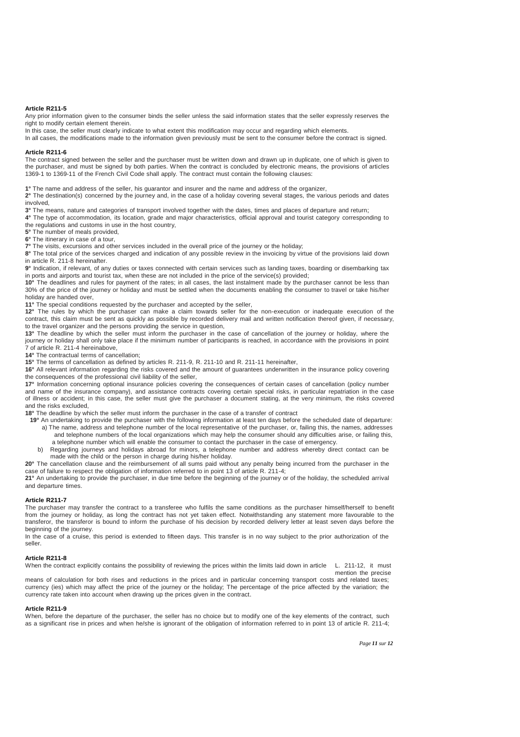**Article R211-5**

Any prior information given to the consumer binds the seller unless the said information states that the seller expressly reserves the right to modify certain element therein.

In this case, the seller must clearly indicate to what extent this modification may occur and regarding which elements.

In all cases, the modifications made to the information given previously must be sent to the consumer before the contract is signed.

**Article R211-6**

The contract signed between the seller and the purchaser must be written down and drawn up in duplicate, one of which is given to the purchaser, and must be signed by both parties. When the contract is concluded by electronic means, the provisions of articles 1369-1 to 1369-11 of the French Civil Code shall apply. The contract must contain the following clauses:

**1°** The name and address of the seller, his guarantor and insurer and the name and address of the organizer,

**2°** The destination(s) concerned by the journey and, in the case of a holiday covering several stages, the various periods and dates involved,

**3°** The means, nature and categories of transport involved together with the dates, times and places of departure and return;

**4°** The type of accommodation, its location, grade and major characteristics, official approval and tourist category corresponding to the regulations and customs in use in the host country,

**5°** The number of meals provided,

**6°** The itinerary in case of a tour,

**7°** The visits, excursions and other services included in the overall price of the journey or the holiday;

**8°** The total price of the services charged and indication of any possible review in the invoicing by virtue of the provisions laid down in article R. 211-8 hereinafter.

**9°** Indication, if relevant, of any duties or taxes connected with certain services such as landing taxes, boarding or disembarking tax in ports and airports and tourist tax, when these are not included in the price of the service(s) provided;

**10°** The deadlines and rules for payment of the rates; in all cases, the last instalment made by the purchaser cannot be less than 30% of the price of the journey or holiday and must be settled when the documents enabling the consumer to travel or take his/her holiday are handed over,

**11°** The special conditions requested by the purchaser and accepted by the seller,

**12°** The rules by which the purchaser can make a claim towards seller for the non-execution or inadequate execution of the contract, this claim must be sent as quickly as possible by recorded delivery mail and written notification thereof given, if necessary, to the travel organizer and the persons providing the service in question,

**13°** The deadline by which the seller must inform the purchaser in the case of cancellation of the journey or holiday, where the journey or holiday shall only take place if the minimum number of participants is reached, in accordance with the provisions in point 7 of article R. 211-4 hereinabove,

**14°** The contractual terms of cancellation;

**15°** The terms of cancellation as defined by articles R. 211-9, R. 211-10 and R. 211-11 hereinafter,

**16°** All relevant information regarding the risks covered and the amount of guarantees underwritten in the insurance policy covering the consequences of the professional civil liability of the seller,

**17°** Information concerning optional insurance policies covering the consequences of certain cases of cancellation (policy number and name of the insurance company), and assistance contracts covering certain special risks, in particular repatriation in the case of illness or accident; in this case, the seller must give the purchaser a document stating, at the very minimum, the risks covered and the risks excluded,

**18°** The deadline by which the seller must inform the purchaser in the case of a transfer of contract

**19°** An undertaking to provide the purchaser with the following information at least ten days before the scheduled date of departure:

a) The name, address and telephone number of the local representative of the purchaser, or, failing this, the names, addresses and telephone numbers of the local organizations which may help the consumer should any difficulties arise, or failing this, a telephone number which will enable the consumer to contact the purchaser in the case of emergency.

b) Regarding journeys and holidays abroad for minors, a telephone number and address whereby direct contact can be made with the child or the person in charge during his/her holiday.

**20°** The cancellation clause and the reimbursement of all sums paid without any penalty being incurred from the purchaser in the case of failure to respect the obligation of information referred to in point 13 of article R. 211-4;

**21°** An undertaking to provide the purchaser, in due time before the beginning of the journey or of the holiday, the scheduled arrival and departure times.

**Article R211-7**

The purchaser may transfer the contract to a transferee who fulfils the same conditions as the purchaser himself/herself to benefit from the journey or holiday, as long the contract has not yet taken effect. Notwithstanding any statement more favourable to the transferor, the transferor is bound to inform the purchase of his decision by recorded delivery letter at least seven days before the beginning of the journey.

In the case of a cruise, this period is extended to fifteen days. This transfer is in no way subject to the prior authorization of the seller.

**Article R211-8**

When the contract explicitly contains the possibility of reviewing the prices within the limits laid down in article L. 211-12, it must mention the precise means of calculation for both rises and reductions in the prices and in particular concerning transport costs and related taxes; currency (ies) which may affect the price of the journey or the holiday; The percentage of the price affected by the variation; the currency rate taken into account when drawing up the prices given in the contract.

**Article R211-9**

When, before the departure of the purchaser, the seller has no choice but to modify one of the key elements of the contract, such as a significant rise in prices and when he/she is ignorant of the obligation of information referred to in point 13 of article R. 211-4;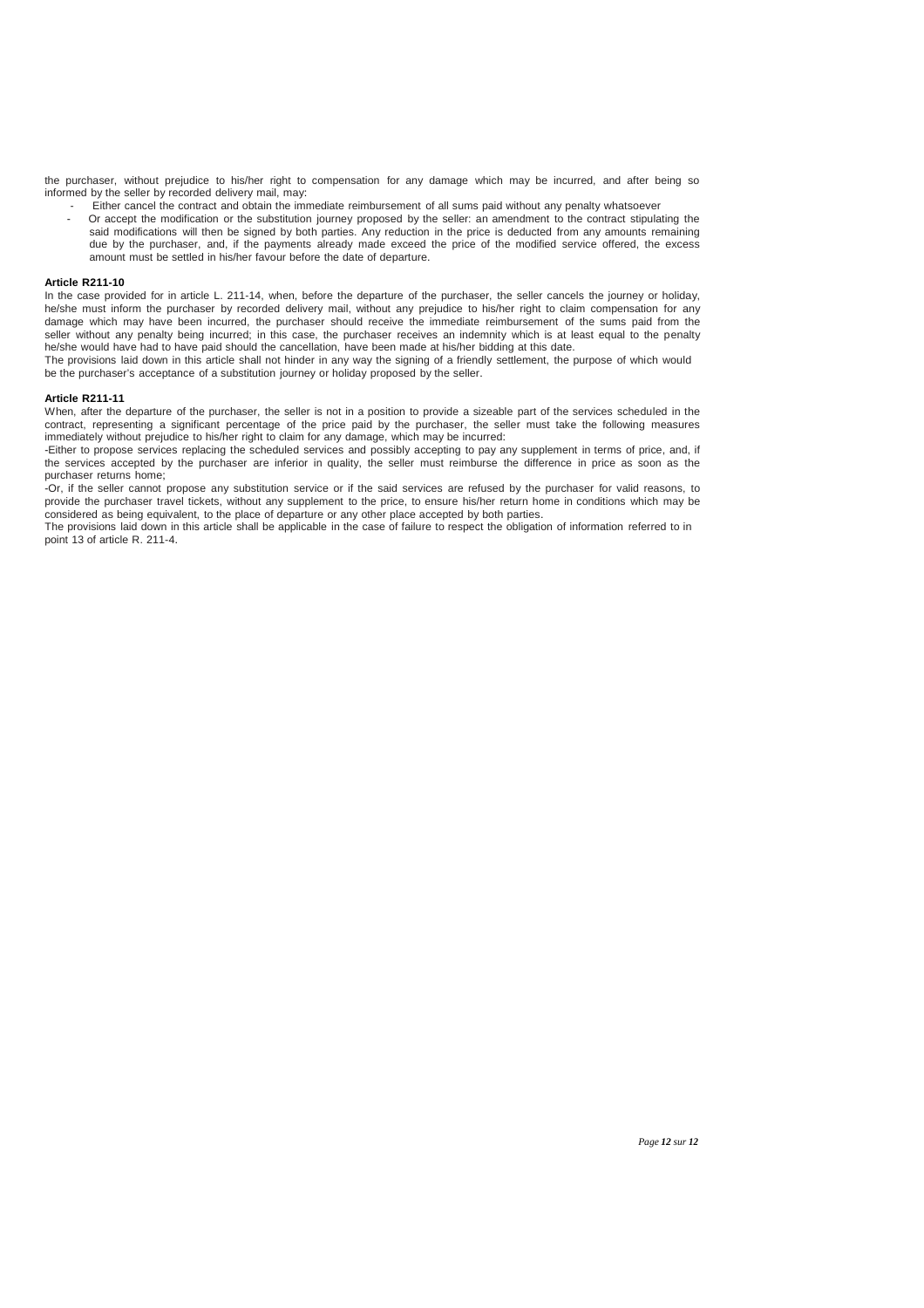the purchaser, without prejudice to his/her right to compensation for any damage which may be incurred, and after being so informed by the seller by recorded delivery mail, may:

- Either cancel the contract and obtain the immediate reimbursement of all sums paid without any penalty whatsoever
- Or accept the modification or the substitution journey proposed by the seller: an amendment to the contract stipulating the said modifications will then be signed by both parties. Any reduction in the price is deducted from any amounts remaining due by the purchaser, and, if the payments already made exceed the price of the modified service offered, the excess amount must be settled in his/her favour before the date of departure.

**Article R211-10**

In the case provided for in article L. 211-14, when, before the departure of the purchaser, the seller cancels the journey or holiday, he/she must inform the purchaser by recorded delivery mail, without any prejudice to his/her right to claim compensation for any damage which may have been incurred, the purchaser should receive the immediate reimbursement of the sums paid from the seller without any penalty being incurred; in this case, the purchaser receives an indemnity which is at least equal to the penalty he/she would have had to have paid should the cancellation, have been made at his/her bidding at this date.

The provisions laid down in this article shall not hinder in any way the signing of a friendly settlement, the purpose of which would be the purchaser's acceptance of a substitution journey or holiday proposed by the seller.

**Article R211-11**

When, after the departure of the purchaser, the seller is not in a position to provide a sizeable part of the services scheduled in the contract, representing a significant percentage of the price paid by the purchaser, the seller must take the following measures immediately without prejudice to his/her right to claim for any damage, which may be incurred:

-Either to propose services replacing the scheduled services and possibly accepting to pay any supplement in terms of price, and, if the services accepted by the purchaser are inferior in quality, the seller must reimburse the difference in price as soon as the purchaser returns home;

-Or, if the seller cannot propose any substitution service or if the said services are refused by the purchaser for valid reasons, to provide the purchaser travel tickets, without any supplement to the price, to ensure his/her return home in conditions which may be considered as being equivalent, to the place of departure or any other place accepted by both parties.

The provisions laid down in this article shall be applicable in the case of failure to respect the obligation of information referred to in point 13 of article R. 211-4.